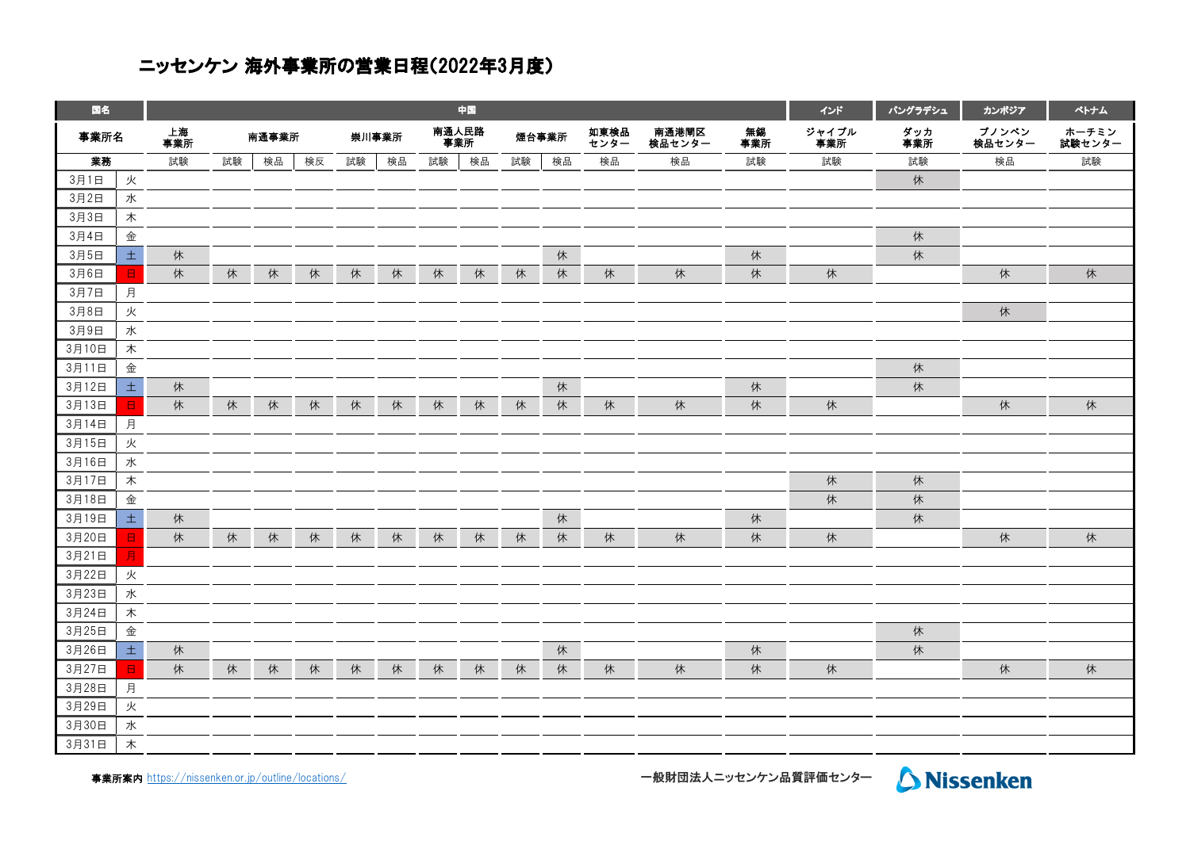# ニッセンケン 海外事業所の営業日程(2022年3月度)

| 国名 | | 中国 | | | | | | | | | | | | | インド | バングラデシュ | カンボジア | ベトナム |
|---|---|---|---|---|---|---|---|---|---|---|---|---|---|---|---|---|---|---|
| 事業所名 | | 上海事業所 | 南通事業所 | | | 崇川事業所 | | 南通人民路事業所 | | 煙台事業所 | | 如東検品センター | 南通港閘区検品センター | 無錫事業所 | ジャイプル事業所 | ダッカ事業所 | プノンペン検品センター | ホーチミン試験センター |
| 業務 | | 試験 | 試験 | 検品 | 検反 | 試験 | 検品 | 試験 | 検品 | 試験 | 検品 | 検品 | 検品 | 試験 | 試験 | 試験 | 検品 | 試験 |
| 3月1日 | 火 | | | | | | | | | | | | | | | 休 | | |
| 3月2日 | 水 | | | | | | | | | | | | | | | | | |
| 3月3日 | 木 | | | | | | | | | | | | | | | | | |
| 3月4日 | 金 | | | | | | | | | | | | | | | 休 | | |
| 3月5日 | 土 | 休 | | | | | | | | | 休 | | | 休 | | 休 | | |
| 3月6日 | 日 | 休 | 休 | 休 | 休 | 休 | 休 | 休 | 休 | 休 | 休 | 休 | 休 | 休 | 休 | | 休 | 休 |
| 3月7日 | 月 | | | | | | | | | | | | | | | | | |
| 3月8日 | 火 | | | | | | | | | | | | | | | | 休 | |
| 3月9日 | 水 | | | | | | | | | | | | | | | | | |
| 3月10日 | 木 | | | | | | | | | | | | | | | | | |
| 3月11日 | 金 | | | | | | | | | | | | | | | 休 | | |
| 3月12日 | 土 | 休 | | | | | | | | | 休 | | | 休 | | 休 | | |
| 3月13日 | 日 | 休 | 休 | 休 | 休 | 休 | 休 | 休 | 休 | 休 | 休 | 休 | 休 | 休 | 休 | | 休 | 休 |
| 3月14日 | 月 | | | | | | | | | | | | | | | | | |
| 3月15日 | 火 | | | | | | | | | | | | | | | | | |
| 3月16日 | 水 | | | | | | | | | | | | | | | | | |
| 3月17日 | 木 | | | | | | | | | | | | | | 休 | 休 | | |
| 3月18日 | 金 | | | | | | | | | | | | | | 休 | 休 | | |
| 3月19日 | 土 | 休 | | | | | | | | | 休 | | | 休 | | 休 | | |
| 3月20日 | 日 | 休 | 休 | 休 | 休 | 休 | 休 | 休 | 休 | 休 | 休 | 休 | 休 | 休 | 休 | | 休 | 休 |
| 3月21日 | 月 | | | | | | | | | | | | | | | | | |
| 3月22日 | 火 | | | | | | | | | | | | | | | | | |
| 3月23日 | 水 | | | | | | | | | | | | | | | | | |
| 3月24日 | 木 | | | | | | | | | | | | | | | | | |
| 3月25日 | 金 | | | | | | | | | | | | | | | 休 | | |
| 3月26日 | 土 | 休 | | | | | | | | | 休 | | | 休 | | 休 | | |
| 3月27日 | 日 | 休 | 休 | 休 | 休 | 休 | 休 | 休 | 休 | 休 | 休 | 休 | 休 | 休 | 休 | | 休 | 休 |
| 3月28日 | 月 | | | | | | | | | | | | | | | | | |
| 3月29日 | 火 | | | | | | | | | | | | | | | | | |
| 3月30日 | 水 | | | | | | | | | | | | | | | | | |
| 3月31日 | 木 | | | | | | | | | | | | | | | | | |

**事業所案内** https://nissenken.or.jp/outline/locations/

一般財団法人ニッセンケン品質評価センター

Nissenken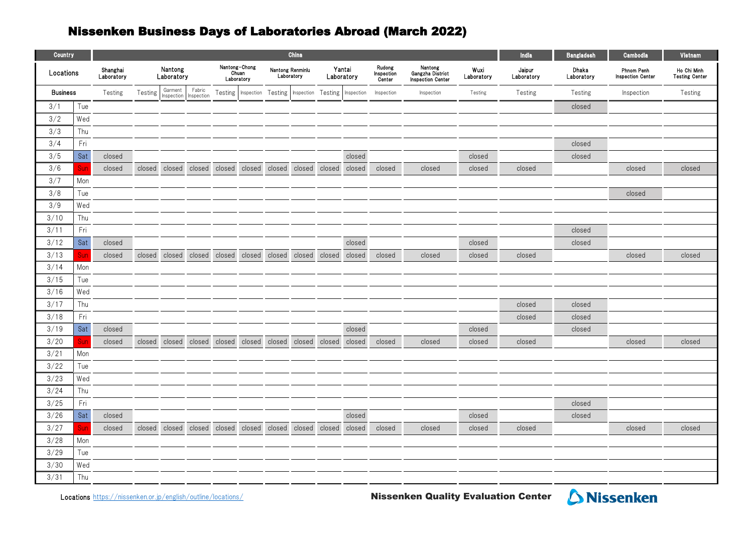# Nissenken Business Days of Laboratories Abroad (March 2022)

| Country | | China | | | | | | | | | | | | | India | Bangladesh | Cambodia | Vietnam |
|---|---|---|---|---|---|---|---|---|---|---|---|---|---|---|---|---|---|---|
| Locations | | Shanghai Laboratory | Nantong Laboratory | | | Nantong-Chong Chuan Laboratory | | Nantong Renminlu Laboratory | | Yantai Laboratory | | Rudong Inspection Center | Nantong Gangzha District Inspection Center | Wuxi Laboratory | Jaipur Laboratory | Dhaka Laboratory | Phnom Penh Inspection Center | Ho Chi Minh Testing Center |
| Business | | Testing | Testing | Garment Inspection | Fabric Inspection | Testing | Inspection | Testing | Inspection | Testing | Inspection | Inspection | Inspection | Testing | Testing | Testing | Inspection | Testing |
| 3/1 | Tue | | | | | | | | | | | | | | | closed | | |
| 3/2 | Wed | | | | | | | | | | | | | | | | | |
| 3/3 | Thu | | | | | | | | | | | | | | | | | |
| 3/4 | Fri | | | | | | | | | | | | | | | closed | | |
| 3/5 | Sat | closed | | | | | | | | | closed | | | closed | | closed | | |
| 3/6 | Sun | closed | closed | closed | closed | closed | closed | closed | closed | closed | closed | closed | closed | closed | closed | | closed | closed |
| 3/7 | Mon | | | | | | | | | | | | | | | | | |
| 3/8 | Tue | | | | | | | | | | | | | | | | closed | |
| 3/9 | Wed | | | | | | | | | | | | | | | | | |
| 3/10 | Thu | | | | | | | | | | | | | | | | | |
| 3/11 | Fri | | | | | | | | | | | | | | | closed | | |
| 3/12 | Sat | closed | | | | | | | | | closed | | | closed | | closed | | |
| 3/13 | Sun | closed | closed | closed | closed | closed | closed | closed | closed | closed | closed | closed | closed | closed | closed | | closed | closed |
| 3/14 | Mon | | | | | | | | | | | | | | | | | |
| 3/15 | Tue | | | | | | | | | | | | | | | | | |
| 3/16 | Wed | | | | | | | | | | | | | | | | | |
| 3/17 | Thu | | | | | | | | | | | | | | closed | closed | | |
| 3/18 | Fri | | | | | | | | | | | | | | closed | closed | | |
| 3/19 | Sat | closed | | | | | | | | | closed | | | closed | | closed | | |
| 3/20 | Sun | closed | closed | closed | closed | closed | closed | closed | closed | closed | closed | closed | closed | closed | closed | | closed | closed |
| 3/21 | Mon | | | | | | | | | | | | | | | | | |
| 3/22 | Tue | | | | | | | | | | | | | | | | | |
| 3/23 | Wed | | | | | | | | | | | | | | | | | |
| 3/24 | Thu | | | | | | | | | | | | | | | | | |
| 3/25 | Fri | | | | | | | | | | | | | | | closed | | |
| 3/26 | Sat | closed | | | | | | | | | closed | | | closed | | closed | | |
| 3/27 | Sun | closed | closed | closed | closed | closed | closed | closed | closed | closed | closed | closed | closed | closed | closed | | closed | closed |
| 3/28 | Mon | | | | | | | | | | | | | | | | | |
| 3/29 | Tue | | | | | | | | | | | | | | | | | |
| 3/30 | Wed | | | | | | | | | | | | | | | | | |
| 3/31 | Thu | | | | | | | | | | | | | | | | | |

Locations https://nissenken.or.jp/english/outline/locations/

**Nissenken Quality Evaluation Center**

Nissenken